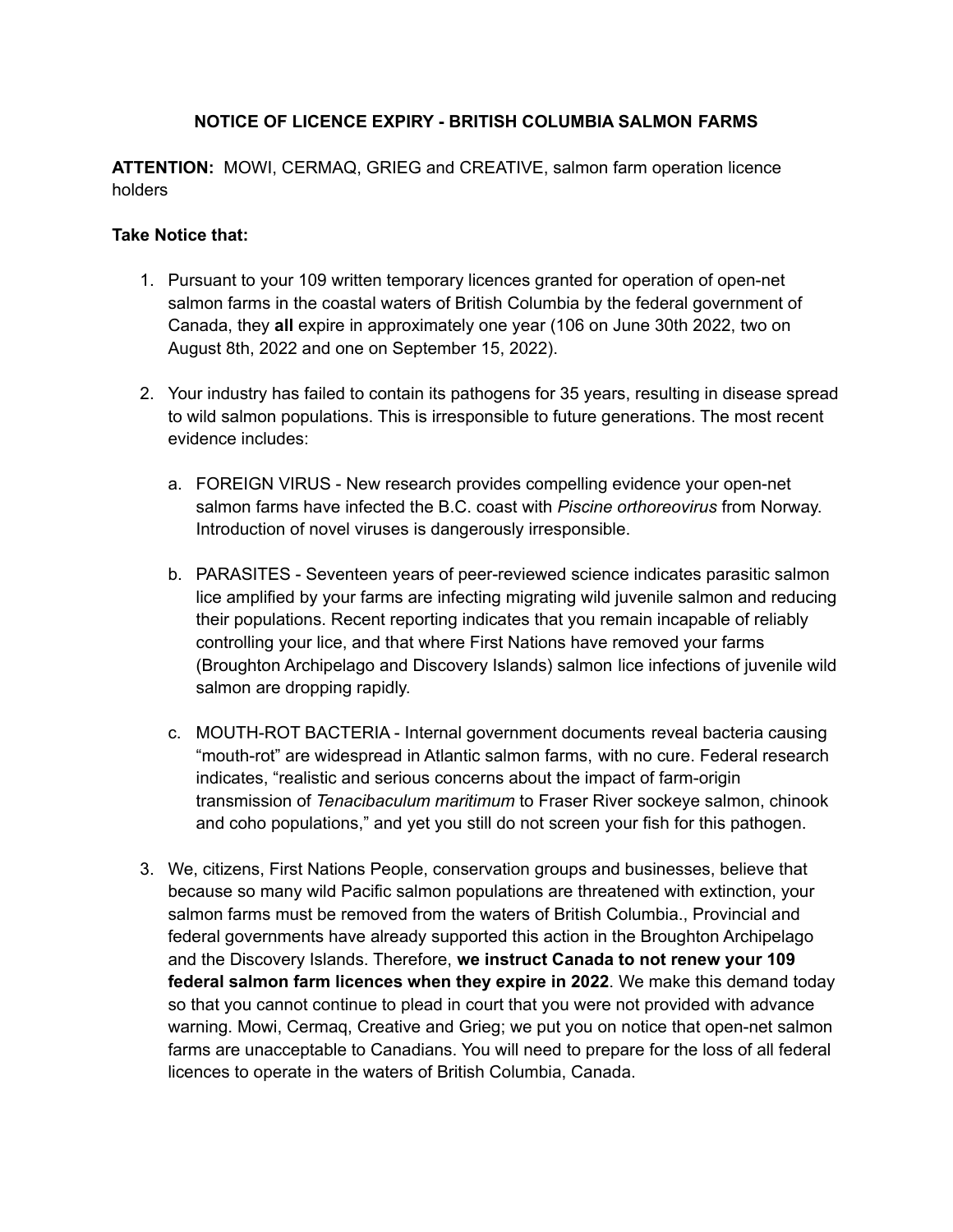# NOTICE OF LICENCE EXPIRY - BRITISH COLUMBIA SALMON FARMS

**ATTENTION:** MOWI, CERMAQ, GRIEG and CREATIVE, salmon farm operation licence holders

**Take Notice that:**

1. Pursuant to your 109 written temporary licences granted for operation of open-net salmon farms in the coastal waters of British Columbia by the federal government of Canada, they **all** expire in approximately one year (106 on June 30th 2022, two on August 8th, 2022 and one on September 15, 2022).

2. Your industry has failed to contain its pathogens for 35 years, resulting in disease spread to wild salmon populations. This is irresponsible to future generations. The most recent evidence includes:

   a. FOREIGN VIRUS - New research provides compelling evidence your open-net salmon farms have infected the B.C. coast with *Piscine orthoreovirus* from Norway. Introduction of novel viruses is dangerously irresponsible.

   b. PARASITES - Seventeen years of peer-reviewed science indicates parasitic salmon lice amplified by your farms are infecting migrating wild juvenile salmon and reducing their populations. Recent reporting indicates that you remain incapable of reliably controlling your lice, and that where First Nations have removed your farms (Broughton Archipelago and Discovery Islands) salmon lice infections of juvenile wild salmon are dropping rapidly.

   c. MOUTH-ROT BACTERIA - Internal government documents reveal bacteria causing "mouth-rot" are widespread in Atlantic salmon farms, with no cure. Federal research indicates, "realistic and serious concerns about the impact of farm-origin transmission of *Tenacibaculum maritimum* to Fraser River sockeye salmon, chinook and coho populations," and yet you still do not screen your fish for this pathogen.

3. We, citizens, First Nations People, conservation groups and businesses, believe that because so many wild Pacific salmon populations are threatened with extinction, your salmon farms must be removed from the waters of British Columbia., Provincial and federal governments have already supported this action in the Broughton Archipelago and the Discovery Islands. Therefore, **we instruct Canada to not renew your 109 federal salmon farm licences when they expire in 2022**. We make this demand today so that you cannot continue to plead in court that you were not provided with advance warning. Mowi, Cermaq, Creative and Grieg; we put you on notice that open-net salmon farms are unacceptable to Canadians. You will need to prepare for the loss of all federal licences to operate in the waters of British Columbia, Canada.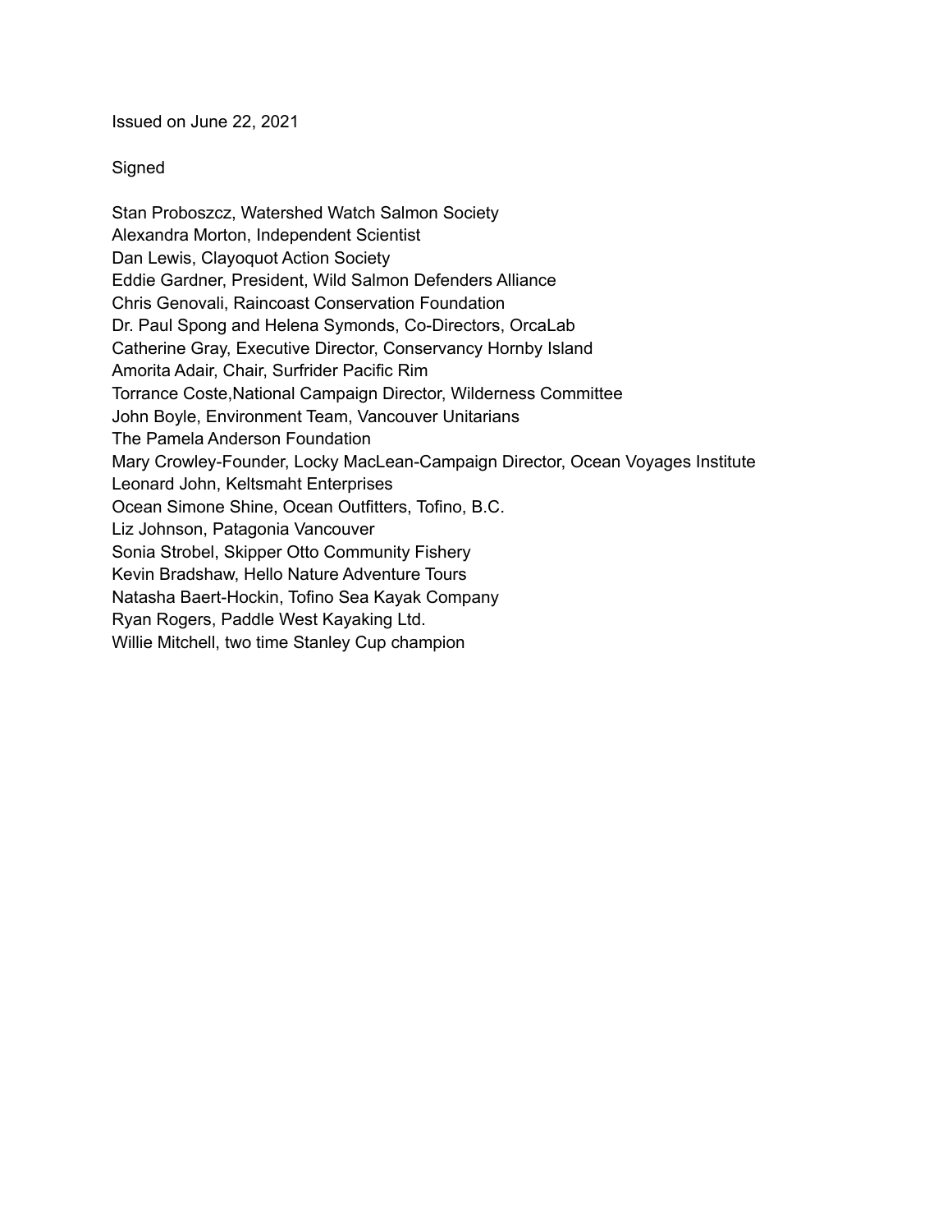Issued on June 22, 2021

Signed

Stan Proboszcz, Watershed Watch Salmon Society
Alexandra Morton, Independent Scientist
Dan Lewis, Clayoquot Action Society
Eddie Gardner, President, Wild Salmon Defenders Alliance
Chris Genovali, Raincoast Conservation Foundation
Dr. Paul Spong and Helena Symonds, Co-Directors, OrcaLab
Catherine Gray, Executive Director, Conservancy Hornby Island
Amorita Adair, Chair, Surfrider Pacific Rim
Torrance Coste,National Campaign Director, Wilderness Committee
John Boyle, Environment Team, Vancouver Unitarians
The Pamela Anderson Foundation
Mary Crowley-Founder, Locky MacLean-Campaign Director, Ocean Voyages Institute
Leonard John, Keltsmaht Enterprises
Ocean Simone Shine, Ocean Outfitters, Tofino, B.C.
Liz Johnson, Patagonia Vancouver
Sonia Strobel, Skipper Otto Community Fishery
Kevin Bradshaw, Hello Nature Adventure Tours
Natasha Baert-Hockin, Tofino Sea Kayak Company
Ryan Rogers, Paddle West Kayaking Ltd.
Willie Mitchell, two time Stanley Cup champion